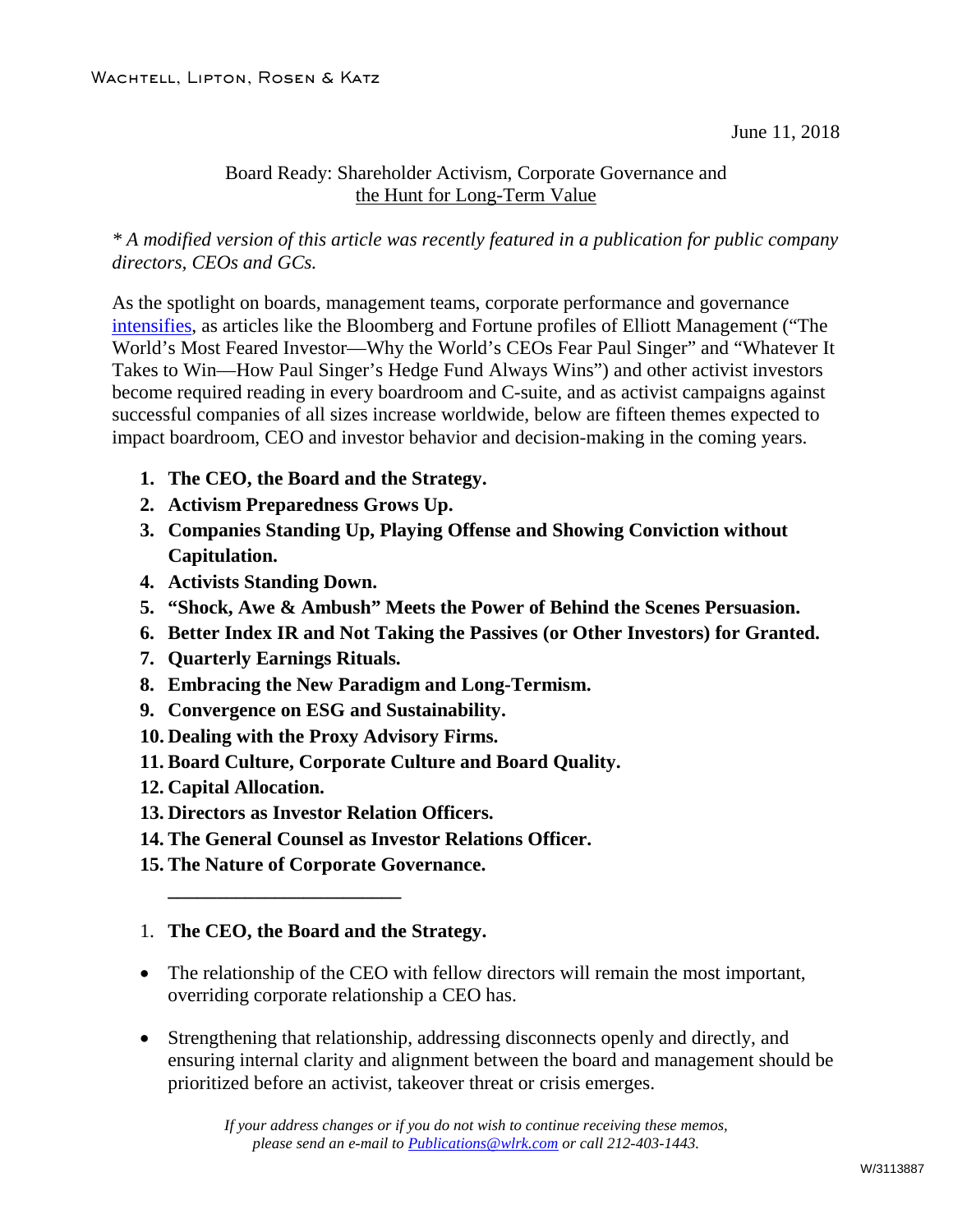Wachtell, Lipton, Rosen & Katz

June 11, 2018

# Board Ready: Shareholder Activism, Corporate Governance and the Hunt for Long-Term Value

*\* A modified version of this article was recently featured in a publication for public company directors, CEOs and GCs.*

As the spotlight on boards, management teams, corporate performance and governance intensifies, as articles like the Bloomberg and Fortune profiles of Elliott Management ("The World's Most Feared Investor—Why the World's CEOs Fear Paul Singer" and "Whatever It Takes to Win—How Paul Singer's Hedge Fund Always Wins") and other activist investors become required reading in every boardroom and C-suite, and as activist campaigns against successful companies of all sizes increase worldwide, below are fifteen themes expected to impact boardroom, CEO and investor behavior and decision-making in the coming years.

1. **The CEO, the Board and the Strategy.**
2. **Activism Preparedness Grows Up.**
3. **Companies Standing Up, Playing Offense and Showing Conviction without Capitulation.**
4. **Activists Standing Down.**
5. **"Shock, Awe & Ambush" Meets the Power of Behind the Scenes Persuasion.**
6. **Better Index IR and Not Taking the Passives (or Other Investors) for Granted.**
7. **Quarterly Earnings Rituals.**
8. **Embracing the New Paradigm and Long-Termism.**
9. **Convergence on ESG and Sustainability.**
10. **Dealing with the Proxy Advisory Firms.**
11. **Board Culture, Corporate Culture and Board Quality.**
12. **Capital Allocation.**
13. **Directors as Investor Relation Officers.**
14. **The General Counsel as Investor Relations Officer.**
15. **The Nature of Corporate Governance.**

---

## 1. The CEO, the Board and the Strategy.

- The relationship of the CEO with fellow directors will remain the most important, overriding corporate relationship a CEO has.
- Strengthening that relationship, addressing disconnects openly and directly, and ensuring internal clarity and alignment between the board and management should be prioritized before an activist, takeover threat or crisis emerges.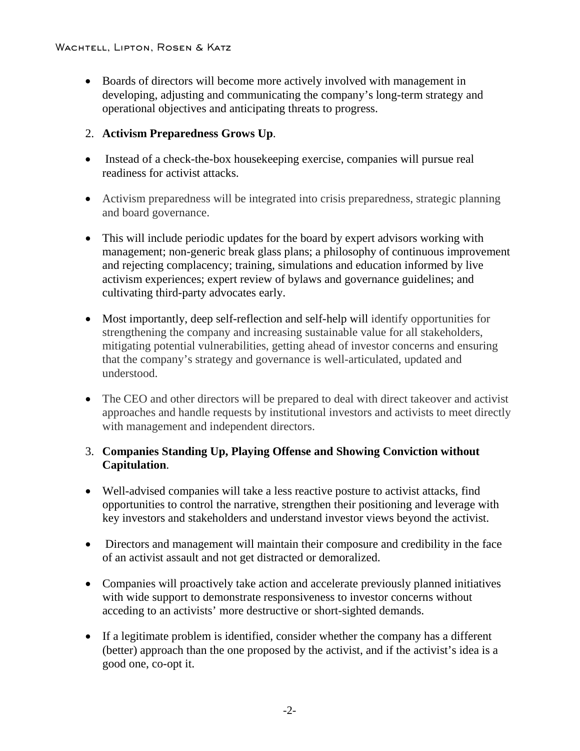- Boards of directors will become more actively involved with management in developing, adjusting and communicating the company's long-term strategy and operational objectives and anticipating threats to progress.

2. **Activism Preparedness Grows Up**.

- Instead of a check-the-box housekeeping exercise, companies will pursue real readiness for activist attacks.

- Activism preparedness will be integrated into crisis preparedness, strategic planning and board governance.

- This will include periodic updates for the board by expert advisors working with management; non-generic break glass plans; a philosophy of continuous improvement and rejecting complacency; training, simulations and education informed by live activism experiences; expert review of bylaws and governance guidelines; and cultivating third-party advocates early.

- Most importantly, deep self-reflection and self-help will identify opportunities for strengthening the company and increasing sustainable value for all stakeholders, mitigating potential vulnerabilities, getting ahead of investor concerns and ensuring that the company's strategy and governance is well-articulated, updated and understood.

- The CEO and other directors will be prepared to deal with direct takeover and activist approaches and handle requests by institutional investors and activists to meet directly with management and independent directors.

3. **Companies Standing Up, Playing Offense and Showing Conviction without Capitulation**.

- Well-advised companies will take a less reactive posture to activist attacks, find opportunities to control the narrative, strengthen their positioning and leverage with key investors and stakeholders and understand investor views beyond the activist.

- Directors and management will maintain their composure and credibility in the face of an activist assault and not get distracted or demoralized.

- Companies will proactively take action and accelerate previously planned initiatives with wide support to demonstrate responsiveness to investor concerns without acceding to an activists' more destructive or short-sighted demands.

- If a legitimate problem is identified, consider whether the company has a different (better) approach than the one proposed by the activist, and if the activist's idea is a good one, co-opt it.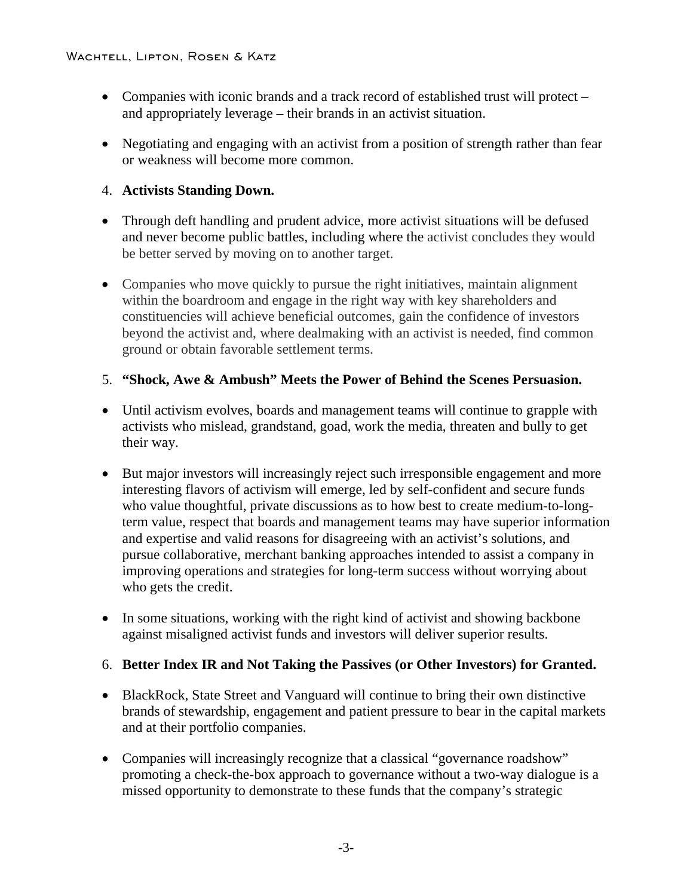- Companies with iconic brands and a track record of established trust will protect – and appropriately leverage – their brands in an activist situation.

- Negotiating and engaging with an activist from a position of strength rather than fear or weakness will become more common.

4. **Activists Standing Down.**

- Through deft handling and prudent advice, more activist situations will be defused and never become public battles, including where the activist concludes they would be better served by moving on to another target.

- Companies who move quickly to pursue the right initiatives, maintain alignment within the boardroom and engage in the right way with key shareholders and constituencies will achieve beneficial outcomes, gain the confidence of investors beyond the activist and, where dealmaking with an activist is needed, find common ground or obtain favorable settlement terms.

5. **"Shock, Awe & Ambush" Meets the Power of Behind the Scenes Persuasion.**

- Until activism evolves, boards and management teams will continue to grapple with activists who mislead, grandstand, goad, work the media, threaten and bully to get their way.

- But major investors will increasingly reject such irresponsible engagement and more interesting flavors of activism will emerge, led by self-confident and secure funds who value thoughtful, private discussions as to how best to create medium-to-long-term value, respect that boards and management teams may have superior information and expertise and valid reasons for disagreeing with an activist's solutions, and pursue collaborative, merchant banking approaches intended to assist a company in improving operations and strategies for long-term success without worrying about who gets the credit.

- In some situations, working with the right kind of activist and showing backbone against misaligned activist funds and investors will deliver superior results.

6. **Better Index IR and Not Taking the Passives (or Other Investors) for Granted.**

- BlackRock, State Street and Vanguard will continue to bring their own distinctive brands of stewardship, engagement and patient pressure to bear in the capital markets and at their portfolio companies.

- Companies will increasingly recognize that a classical "governance roadshow" promoting a check-the-box approach to governance without a two-way dialogue is a missed opportunity to demonstrate to these funds that the company's strategic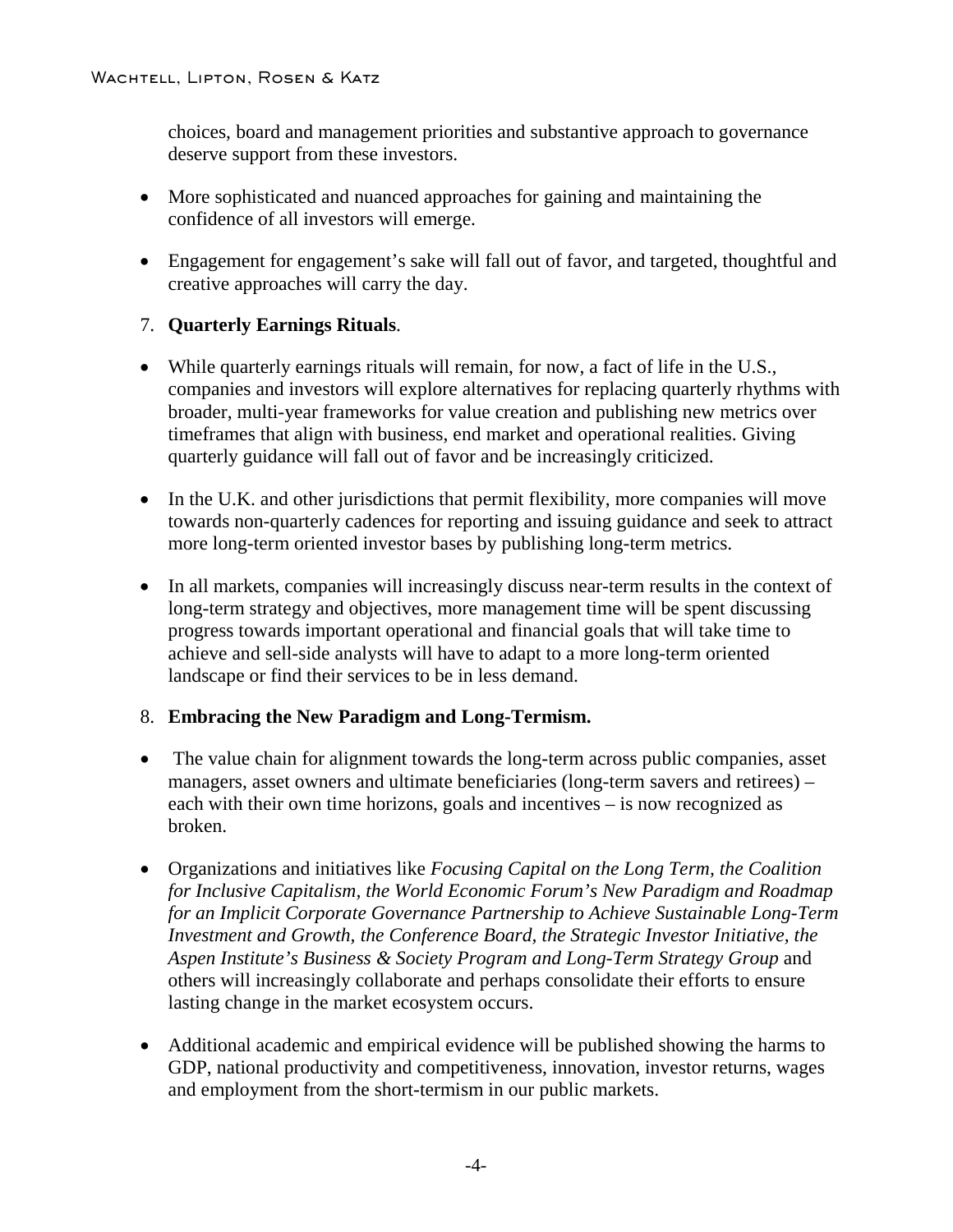choices, board and management priorities and substantive approach to governance deserve support from these investors.

- More sophisticated and nuanced approaches for gaining and maintaining the confidence of all investors will emerge.
- Engagement for engagement's sake will fall out of favor, and targeted, thoughtful and creative approaches will carry the day.

7. **Quarterly Earnings Rituals**.

- While quarterly earnings rituals will remain, for now, a fact of life in the U.S., companies and investors will explore alternatives for replacing quarterly rhythms with broader, multi-year frameworks for value creation and publishing new metrics over timeframes that align with business, end market and operational realities. Giving quarterly guidance will fall out of favor and be increasingly criticized.
- In the U.K. and other jurisdictions that permit flexibility, more companies will move towards non-quarterly cadences for reporting and issuing guidance and seek to attract more long-term oriented investor bases by publishing long-term metrics.
- In all markets, companies will increasingly discuss near-term results in the context of long-term strategy and objectives, more management time will be spent discussing progress towards important operational and financial goals that will take time to achieve and sell-side analysts will have to adapt to a more long-term oriented landscape or find their services to be in less demand.

8. **Embracing the New Paradigm and Long-Termism.**

- The value chain for alignment towards the long-term across public companies, asset managers, asset owners and ultimate beneficiaries (long-term savers and retirees) – each with their own time horizons, goals and incentives – is now recognized as broken.
- Organizations and initiatives like *Focusing Capital on the Long Term, the Coalition for Inclusive Capitalism, the World Economic Forum's New Paradigm and Roadmap for an Implicit Corporate Governance Partnership to Achieve Sustainable Long-Term Investment and Growth, the Conference Board, the Strategic Investor Initiative, the Aspen Institute's Business & Society Program and Long-Term Strategy Group* and others will increasingly collaborate and perhaps consolidate their efforts to ensure lasting change in the market ecosystem occurs.
- Additional academic and empirical evidence will be published showing the harms to GDP, national productivity and competitiveness, innovation, investor returns, wages and employment from the short-termism in our public markets.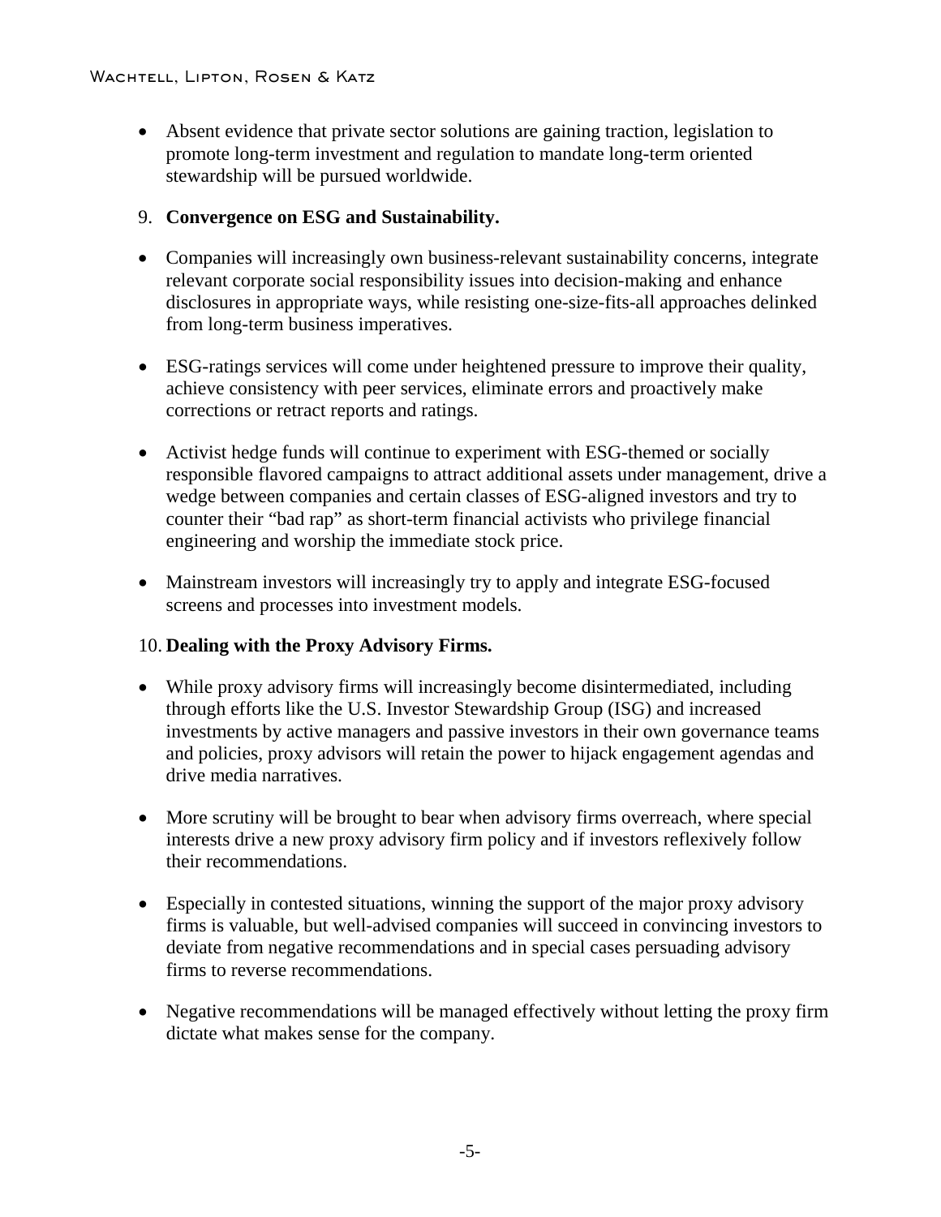- Absent evidence that private sector solutions are gaining traction, legislation to promote long-term investment and regulation to mandate long-term oriented stewardship will be pursued worldwide.

9. **Convergence on ESG and Sustainability.**

- Companies will increasingly own business-relevant sustainability concerns, integrate relevant corporate social responsibility issues into decision-making and enhance disclosures in appropriate ways, while resisting one-size-fits-all approaches delinked from long-term business imperatives.

- ESG-ratings services will come under heightened pressure to improve their quality, achieve consistency with peer services, eliminate errors and proactively make corrections or retract reports and ratings.

- Activist hedge funds will continue to experiment with ESG-themed or socially responsible flavored campaigns to attract additional assets under management, drive a wedge between companies and certain classes of ESG-aligned investors and try to counter their "bad rap" as short-term financial activists who privilege financial engineering and worship the immediate stock price.

- Mainstream investors will increasingly try to apply and integrate ESG-focused screens and processes into investment models.

10. **Dealing with the Proxy Advisory Firms.**

- While proxy advisory firms will increasingly become disintermediated, including through efforts like the U.S. Investor Stewardship Group (ISG) and increased investments by active managers and passive investors in their own governance teams and policies, proxy advisors will retain the power to hijack engagement agendas and drive media narratives.

- More scrutiny will be brought to bear when advisory firms overreach, where special interests drive a new proxy advisory firm policy and if investors reflexively follow their recommendations.

- Especially in contested situations, winning the support of the major proxy advisory firms is valuable, but well-advised companies will succeed in convincing investors to deviate from negative recommendations and in special cases persuading advisory firms to reverse recommendations.

- Negative recommendations will be managed effectively without letting the proxy firm dictate what makes sense for the company.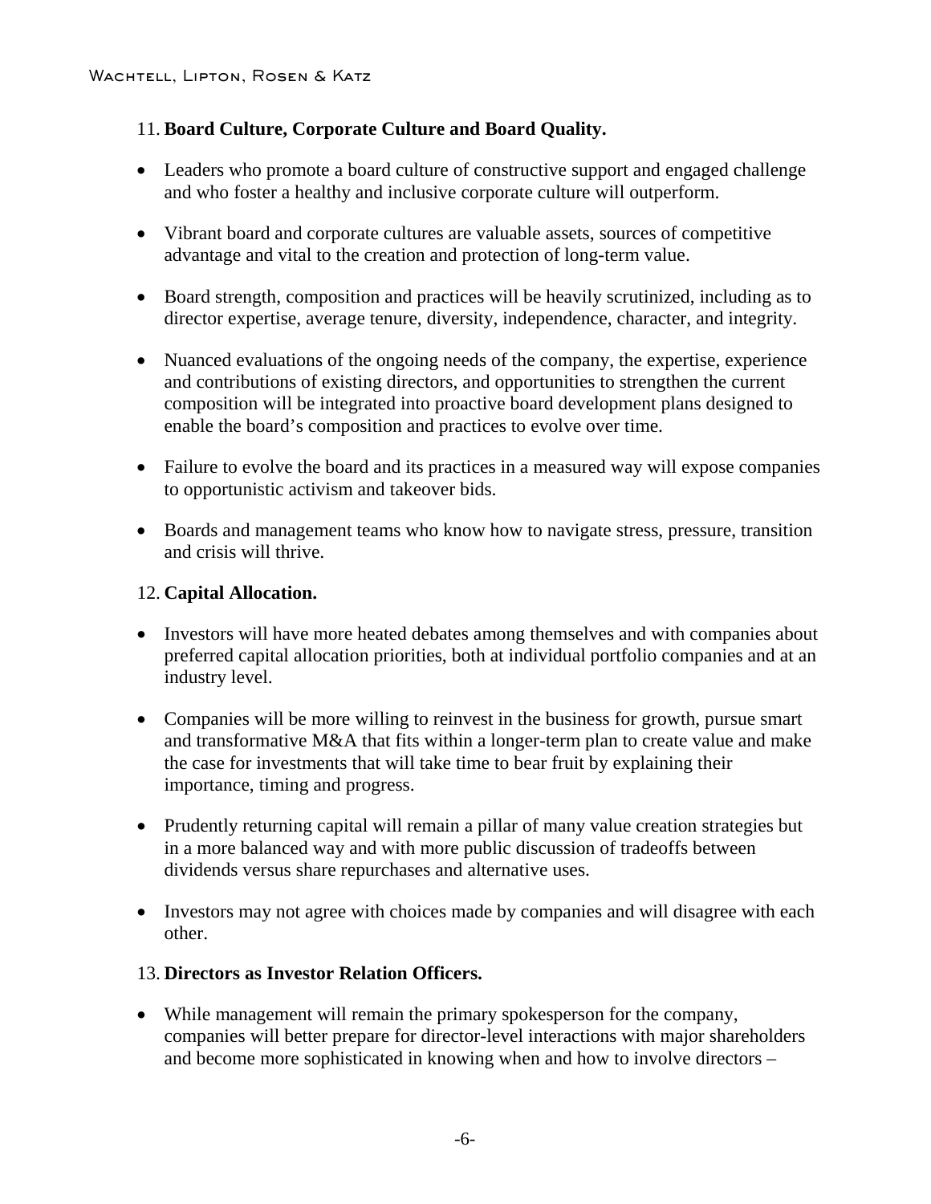11. **Board Culture, Corporate Culture and Board Quality.**

- Leaders who promote a board culture of constructive support and engaged challenge and who foster a healthy and inclusive corporate culture will outperform.
- Vibrant board and corporate cultures are valuable assets, sources of competitive advantage and vital to the creation and protection of long-term value.
- Board strength, composition and practices will be heavily scrutinized, including as to director expertise, average tenure, diversity, independence, character, and integrity.
- Nuanced evaluations of the ongoing needs of the company, the expertise, experience and contributions of existing directors, and opportunities to strengthen the current composition will be integrated into proactive board development plans designed to enable the board's composition and practices to evolve over time.
- Failure to evolve the board and its practices in a measured way will expose companies to opportunistic activism and takeover bids.
- Boards and management teams who know how to navigate stress, pressure, transition and crisis will thrive.

12. **Capital Allocation.**

- Investors will have more heated debates among themselves and with companies about preferred capital allocation priorities, both at individual portfolio companies and at an industry level.
- Companies will be more willing to reinvest in the business for growth, pursue smart and transformative M&A that fits within a longer-term plan to create value and make the case for investments that will take time to bear fruit by explaining their importance, timing and progress.
- Prudently returning capital will remain a pillar of many value creation strategies but in a more balanced way and with more public discussion of tradeoffs between dividends versus share repurchases and alternative uses.
- Investors may not agree with choices made by companies and will disagree with each other.

13. **Directors as Investor Relation Officers.**

- While management will remain the primary spokesperson for the company, companies will better prepare for director-level interactions with major shareholders and become more sophisticated in knowing when and how to involve directors –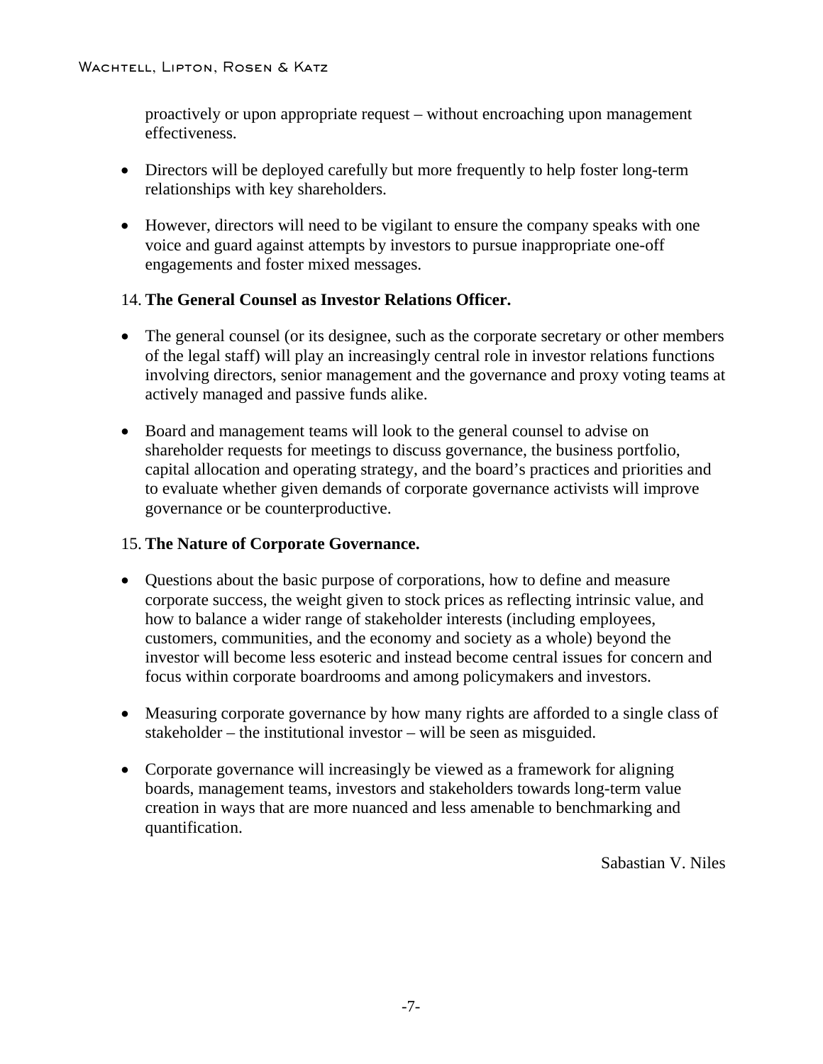proactively or upon appropriate request – without encroaching upon management effectiveness.

- Directors will be deployed carefully but more frequently to help foster long-term relationships with key shareholders.
- However, directors will need to be vigilant to ensure the company speaks with one voice and guard against attempts by investors to pursue inappropriate one-off engagements and foster mixed messages.

14. **The General Counsel as Investor Relations Officer.**

- The general counsel (or its designee, such as the corporate secretary or other members of the legal staff) will play an increasingly central role in investor relations functions involving directors, senior management and the governance and proxy voting teams at actively managed and passive funds alike.
- Board and management teams will look to the general counsel to advise on shareholder requests for meetings to discuss governance, the business portfolio, capital allocation and operating strategy, and the board's practices and priorities and to evaluate whether given demands of corporate governance activists will improve governance or be counterproductive.

15. **The Nature of Corporate Governance.**

- Questions about the basic purpose of corporations, how to define and measure corporate success, the weight given to stock prices as reflecting intrinsic value, and how to balance a wider range of stakeholder interests (including employees, customers, communities, and the economy and society as a whole) beyond the investor will become less esoteric and instead become central issues for concern and focus within corporate boardrooms and among policymakers and investors.
- Measuring corporate governance by how many rights are afforded to a single class of stakeholder – the institutional investor – will be seen as misguided.
- Corporate governance will increasingly be viewed as a framework for aligning boards, management teams, investors and stakeholders towards long-term value creation in ways that are more nuanced and less amenable to benchmarking and quantification.

Sabastian V. Niles